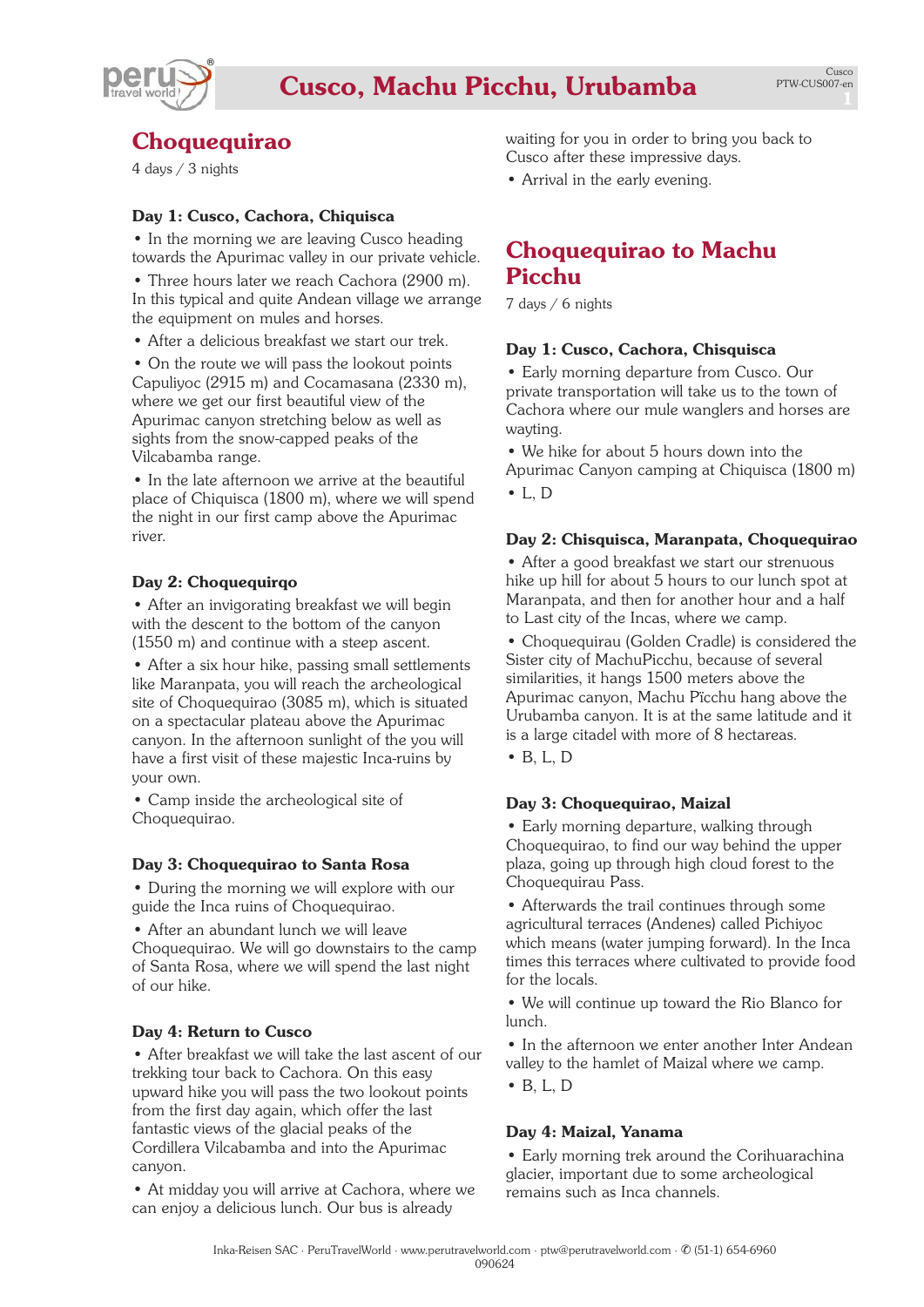# Cusco, Machu Picchu, Urubamba

## Choquequirao

4 days / 3 nights

### Day 1: Cusco, Cachora, Chiquisca

- In the morning we are leaving Cusco heading towards the Apurimac valley in our private vehicle.
- Three hours later we reach Cachora (2900 m). In this typical and quite Andean village we arrange the equipment on mules and horses.
- After a delicious breakfast we start our trek.
- On the route we will pass the lookout points Capuliyoc (2915 m) and Cocamasana (2330 m), where we get our first beautiful view of the Apurimac canyon stretching below as well as sights from the snow-capped peaks of the Vilcabamba range.
- In the late afternoon we arrive at the beautiful place of Chiquisca (1800 m), where we will spend the night in our first camp above the Apurimac river.

### Day 2: Choquequirqo

- After an invigorating breakfast we will begin with the descent to the bottom of the canyon (1550 m) and continue with a steep ascent.
- After a six hour hike, passing small settlements like Maranpata, you will reach the archeological site of Choquequirao (3085 m), which is situated on a spectacular plateau above the Apurimac canyon. In the afternoon sunlight of the you will have a first visit of these majestic Inca-ruins by your own.
- Camp inside the archeological site of Choquequirao.

### Day 3: Choquequirao to Santa Rosa

- During the morning we will explore with our guide the Inca ruins of Choquequirao.
- After an abundant lunch we will leave Choquequirao. We will go downstairs to the camp of Santa Rosa, where we will spend the last night of our hike.

### Day 4: Return to Cusco

- After breakfast we will take the last ascent of our trekking tour back to Cachora. On this easy upward hike you will pass the two lookout points from the first day again, which offer the last fantastic views of the glacial peaks of the Cordillera Vilcabamba and into the Apurimac canyon.
- At midday you will arrive at Cachora, where we can enjoy a delicious lunch. Our bus is already waiting for you in order to bring you back to Cusco after these impressive days.
- Arrival in the early evening.

## Choquequirao to Machu Picchu

7 days / 6 nights

### Day 1: Cusco, Cachora, Chisquisca

- Early morning departure from Cusco. Our private transportation will take us to the town of Cachora where our mule wanglers and horses are wayting.
- We hike for about 5 hours down into the Apurimac Canyon camping at Chiquisca (1800 m)
- L, D

### Day 2: Chisquisca, Maranpata, Choquequirao

- After a good breakfast we start our strenuous hike up hill for about 5 hours to our lunch spot at Maranpata, and then for another hour and a half to Last city of the Incas, where we camp.
- Choquequirau (Golden Cradle) is considered the Sister city of MachuPicchu, because of several similarities, it hangs 1500 meters above the Apurimac canyon, Machu Pĭcchu hang above the Urubamba canyon. It is at the same latitude and it is a large citadel with more of 8 hectareas.
- B, L, D

### Day 3: Choquequirao, Maizal

- Early morning departure, walking through Choquequirao, to find our way behind the upper plaza, going up through high cloud forest to the Choquequirau Pass.
- Afterwards the trail continues through some agricultural terraces (Andenes) called Pichiyoc which means (water jumping forward). In the Inca times this terraces where cultivated to provide food for the locals.
- We will continue up toward the Rio Blanco for lunch.
- In the afternoon we enter another Inter Andean valley to the hamlet of Maizal where we camp.
- B, L, D

### Day 4: Maizal, Yanama

- Early morning trek around the Corihuarachina glacier, important due to some archeological remains such as Inca channels.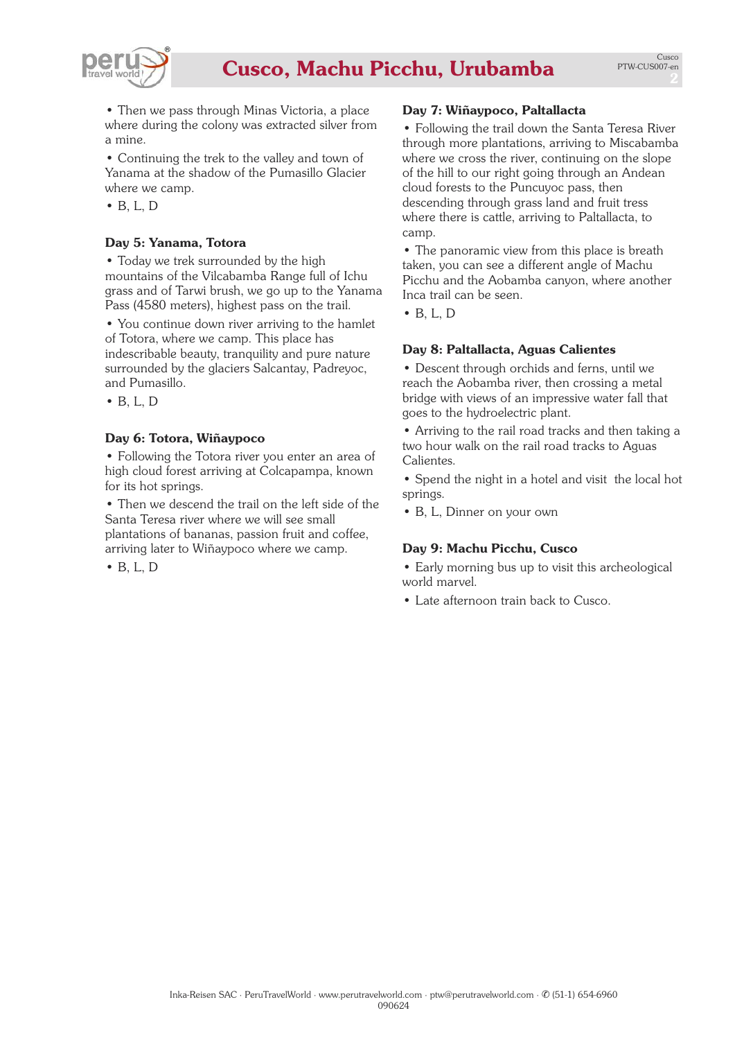- Then we pass through Minas Victoria, a place where during the colony was extracted silver from a mine.
- Continuing the trek to the valley and town of Yanama at the shadow of the Pumasillo Glacier where we camp.
- B, L, D

### Day 5: Yanama, Totora

- Today we trek surrounded by the high mountains of the Vilcabamba Range full of Ichu grass and of Tarwi brush, we go up to the Yanama Pass (4580 meters), highest pass on the trail.
- You continue down river arriving to the hamlet of Totora, where we camp. This place has indescribable beauty, tranquility and pure nature surrounded by the glaciers Salcantay, Padreyoc, and Pumasillo.
- B, L, D

### Day 6: Totora, Wiñaypoco

- Following the Totora river you enter an area of high cloud forest arriving at Colcapampa, known for its hot springs.
- Then we descend the trail on the left side of the Santa Teresa river where we will see small plantations of bananas, passion fruit and coffee, arriving later to Wiñaypoco where we camp.
- B, L, D

### Day 7: Wiñaypoco, Paltallacta

- Following the trail down the Santa Teresa River through more plantations, arriving to Miscabamba where we cross the river, continuing on the slope of the hill to our right going through an Andean cloud forests to the Puncuyoc pass, then descending through grass land and fruit tress where there is cattle, arriving to Paltallacta, to camp.
- The panoramic view from this place is breath taken, you can see a different angle of Machu Picchu and the Aobamba canyon, where another Inca trail can be seen.
- B, L, D

### Day 8: Paltallacta, Aguas Calientes

- Descent through orchids and ferns, until we reach the Aobamba river, then crossing a metal bridge with views of an impressive water fall that goes to the hydroelectric plant.
- Arriving to the rail road tracks and then taking a two hour walk on the rail road tracks to Aguas Calientes.
- Spend the night in a hotel and visit the local hot springs.
- B, L, Dinner on your own

### Day 9: Machu Picchu, Cusco

- Early morning bus up to visit this archeological world marvel.
- Late afternoon train back to Cusco.